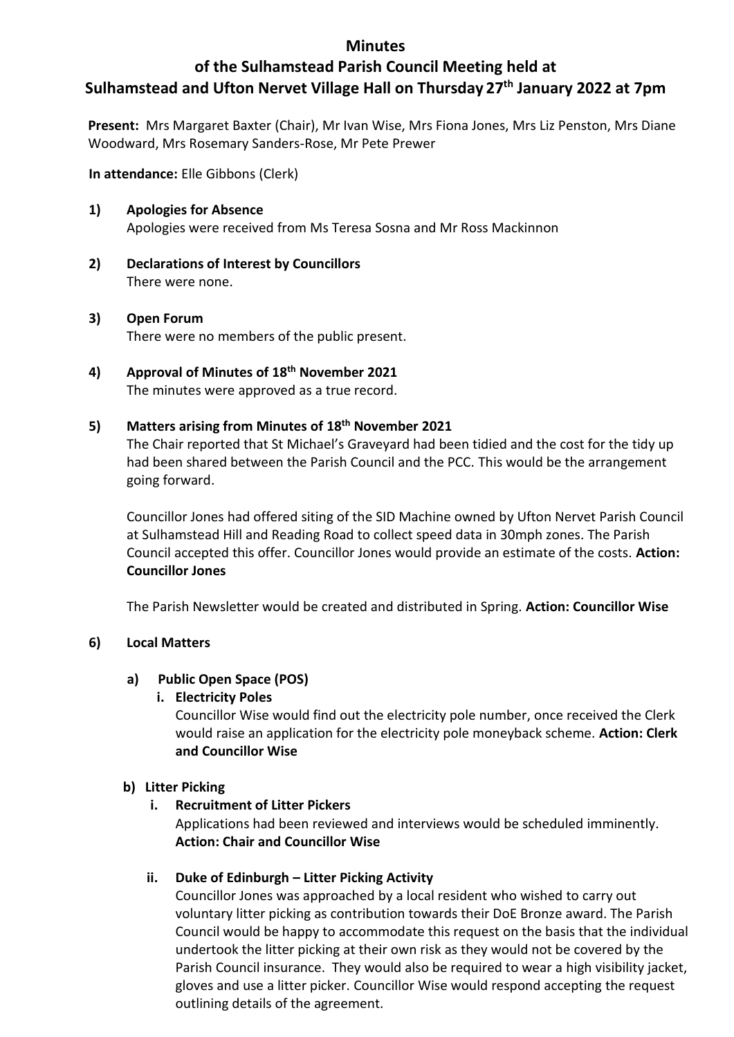# Minutes

## of the Sulhamstead Parish Council Meeting held at Sulhamstead and Ufton Nervet Village Hall on Thursday 27th January 2022 at 7pm

**Present:** Mrs Margaret Baxter (Chair), Mr Ivan Wise, Mrs Fiona Jones, Mrs Liz Penston, Mrs Diane Woodward, Mrs Rosemary Sanders-Rose, Mr Pete Prewer

**In attendance:** Elle Gibbons (Clerk)

**1) Apologies for Absence**

Apologies were received from Ms Teresa Sosna and Mr Ross Mackinnon

**2) Declarations of Interest by Councillors**

There were none.

**3) Open Forum**

There were no members of the public present.

**4) Approval of Minutes of 18th November 2021**

The minutes were approved as a true record.

**5) Matters arising from Minutes of 18th November 2021**

The Chair reported that St Michael's Graveyard had been tidied and the cost for the tidy up had been shared between the Parish Council and the PCC. This would be the arrangement going forward.

Councillor Jones had offered siting of the SID Machine owned by Ufton Nervet Parish Council at Sulhamstead Hill and Reading Road to collect speed data in 30mph zones. The Parish Council accepted this offer. Councillor Jones would provide an estimate of the costs. **Action: Councillor Jones**

The Parish Newsletter would be created and distributed in Spring. **Action: Councillor Wise**

**6) Local Matters**

**a) Public Open Space (POS)**

**i. Electricity Poles**

Councillor Wise would find out the electricity pole number, once received the Clerk would raise an application for the electricity pole moneyback scheme. **Action: Clerk and Councillor Wise**

**b) Litter Picking**

**i. Recruitment of Litter Pickers**

Applications had been reviewed and interviews would be scheduled imminently. **Action: Chair and Councillor Wise**

**ii. Duke of Edinburgh – Litter Picking Activity**

Councillor Jones was approached by a local resident who wished to carry out voluntary litter picking as contribution towards their DoE Bronze award. The Parish Council would be happy to accommodate this request on the basis that the individual undertook the litter picking at their own risk as they would not be covered by the Parish Council insurance. They would also be required to wear a high visibility jacket, gloves and use a litter picker. Councillor Wise would respond accepting the request outlining details of the agreement.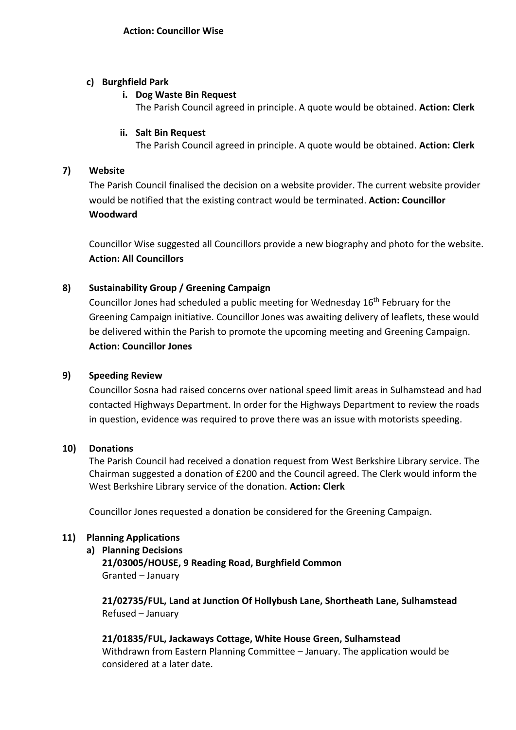**Action: Councillor Wise**

**c) Burghfield Park**

**i. Dog Waste Bin Request**

The Parish Council agreed in principle. A quote would be obtained. **Action: Clerk**

**ii. Salt Bin Request**

The Parish Council agreed in principle. A quote would be obtained. **Action: Clerk**

## 7) Website

The Parish Council finalised the decision on a website provider. The current website provider would be notified that the existing contract would be terminated. **Action: Councillor Woodward**

Councillor Wise suggested all Councillors provide a new biography and photo for the website. **Action: All Councillors**

## 8) Sustainability Group / Greening Campaign

Councillor Jones had scheduled a public meeting for Wednesday 16th February for the Greening Campaign initiative. Councillor Jones was awaiting delivery of leaflets, these would be delivered within the Parish to promote the upcoming meeting and Greening Campaign. **Action: Councillor Jones**

## 9) Speeding Review

Councillor Sosna had raised concerns over national speed limit areas in Sulhamstead and had contacted Highways Department. In order for the Highways Department to review the roads in question, evidence was required to prove there was an issue with motorists speeding.

## 10) Donations

The Parish Council had received a donation request from West Berkshire Library service. The Chairman suggested a donation of £200 and the Council agreed. The Clerk would inform the West Berkshire Library service of the donation. **Action: Clerk**

Councillor Jones requested a donation be considered for the Greening Campaign.

## 11) Planning Applications

**a) Planning Decisions**

**21/03005/HOUSE, 9 Reading Road, Burghfield Common**
Granted – January

**21/02735/FUL, Land at Junction Of Hollybush Lane, Shortheath Lane, Sulhamstead**
Refused – January

**21/01835/FUL, Jackaways Cottage, White House Green, Sulhamstead**
Withdrawn from Eastern Planning Committee – January. The application would be considered at a later date.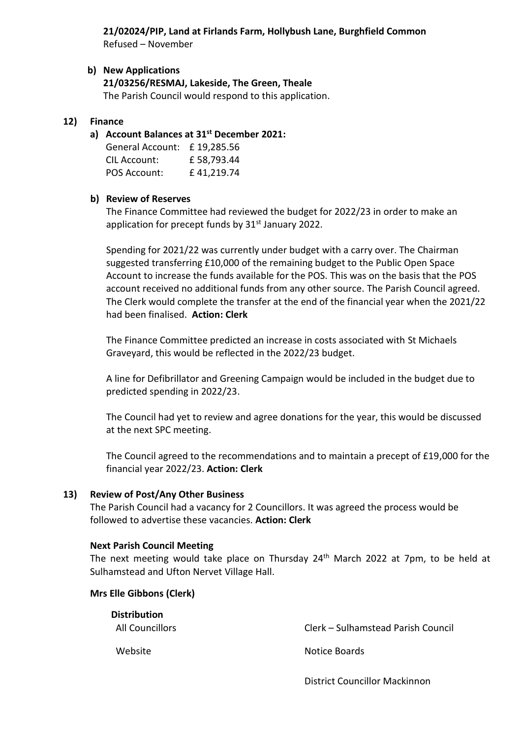**21/02024/PIP, Land at Firlands Farm, Hollybush Lane, Burghfield Common**
Refused – November

**b) New Applications**
**21/03256/RESMAJ, Lakeside, The Green, Theale**
The Parish Council would respond to this application.

**12) Finance**

**a) Account Balances at 31st December 2021:**

| | |
|---|---|
| General Account: | £ 19,285.56 |
| CIL Account: | £ 58,793.44 |
| POS Account: | £ 41,219.74 |

**b) Review of Reserves**

The Finance Committee had reviewed the budget for 2022/23 in order to make an application for precept funds by 31st January 2022.

Spending for 2021/22 was currently under budget with a carry over. The Chairman suggested transferring £10,000 of the remaining budget to the Public Open Space Account to increase the funds available for the POS. This was on the basis that the POS account received no additional funds from any other source. The Parish Council agreed. The Clerk would complete the transfer at the end of the financial year when the 2021/22 had been finalised. **Action: Clerk**

The Finance Committee predicted an increase in costs associated with St Michaels Graveyard, this would be reflected in the 2022/23 budget.

A line for Defibrillator and Greening Campaign would be included in the budget due to predicted spending in 2022/23.

The Council had yet to review and agree donations for the year, this would be discussed at the next SPC meeting.

The Council agreed to the recommendations and to maintain a precept of £19,000 for the financial year 2022/23. **Action: Clerk**

**13) Review of Post/Any Other Business**

The Parish Council had a vacancy for 2 Councillors. It was agreed the process would be followed to advertise these vacancies. **Action: Clerk**

**Next Parish Council Meeting**

The next meeting would take place on Thursday 24th March 2022 at 7pm, to be held at Sulhamstead and Ufton Nervet Village Hall.

**Mrs Elle Gibbons (Clerk)**

**Distribution**

| | |
|---|---|
| All Councillors | Clerk – Sulhamstead Parish Council |
| Website | Notice Boards |
| | District Councillor Mackinnon |